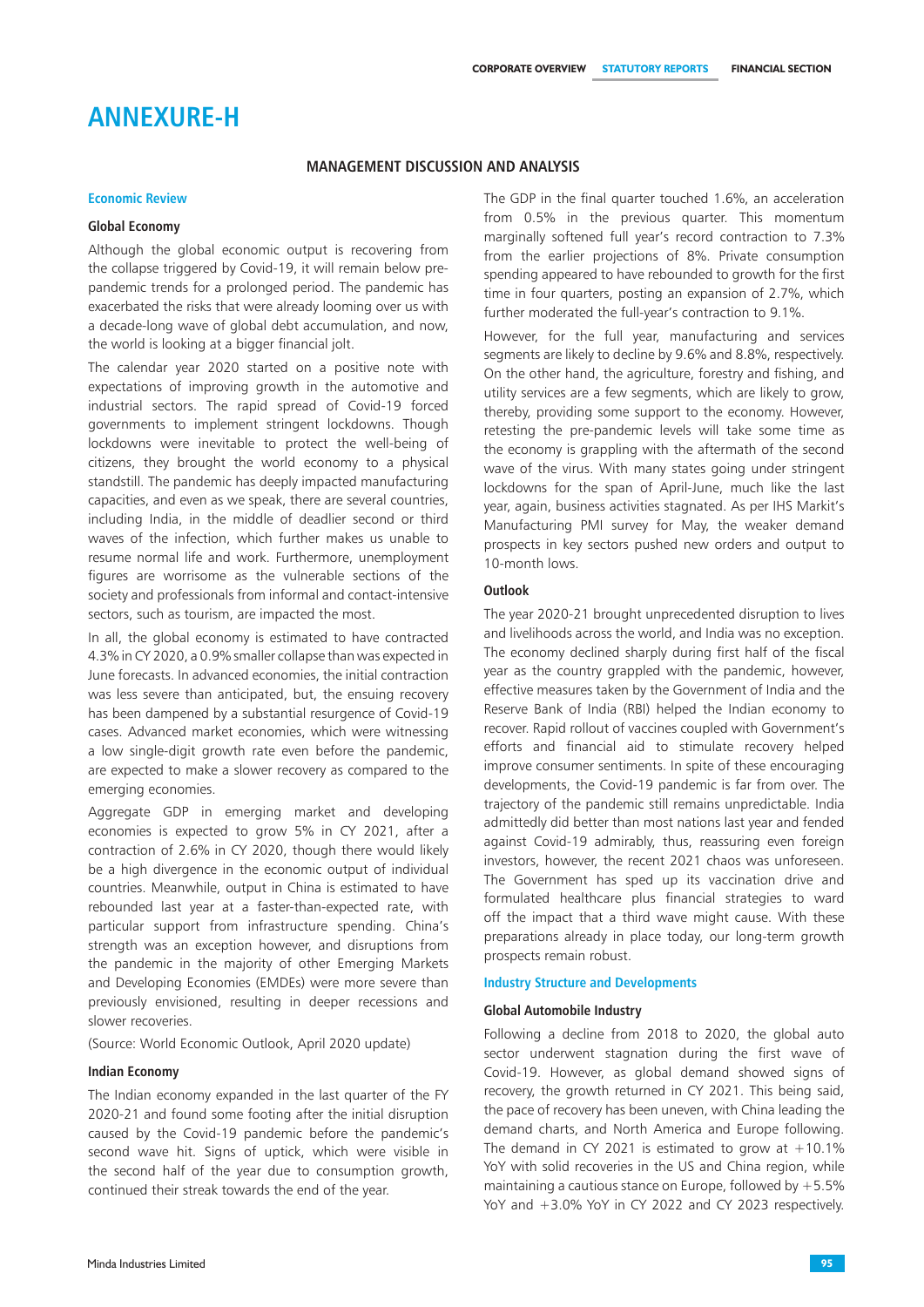# ANNEXURE-H

## MANAGEMENT DISCUSSION AND ANALYSIS

### Economic Review

#### Global Economy

Although the global economic output is recovering from the collapse triggered by Covid-19, it will remain below pre-pandemic trends for a prolonged period. The pandemic has exacerbated the risks that were already looming over us with a decade-long wave of global debt accumulation, and now, the world is looking at a bigger financial jolt.

The calendar year 2020 started on a positive note with expectations of improving growth in the automotive and industrial sectors. The rapid spread of Covid-19 forced governments to implement stringent lockdowns. Though lockdowns were inevitable to protect the well-being of citizens, they brought the world economy to a physical standstill. The pandemic has deeply impacted manufacturing capacities, and even as we speak, there are several countries, including India, in the middle of deadlier second or third waves of the infection, which further makes us unable to resume normal life and work. Furthermore, unemployment figures are worrisome as the vulnerable sections of the society and professionals from informal and contact-intensive sectors, such as tourism, are impacted the most.

In all, the global economy is estimated to have contracted 4.3% in CY 2020, a 0.9% smaller collapse than was expected in June forecasts. In advanced economies, the initial contraction was less severe than anticipated, but, the ensuing recovery has been dampened by a substantial resurgence of Covid-19 cases. Advanced market economies, which were witnessing a low single-digit growth rate even before the pandemic, are expected to make a slower recovery as compared to the emerging economies.

Aggregate GDP in emerging market and developing economies is expected to grow 5% in CY 2021, after a contraction of 2.6% in CY 2020, though there would likely be a high divergence in the economic output of individual countries. Meanwhile, output in China is estimated to have rebounded last year at a faster-than-expected rate, with particular support from infrastructure spending. China's strength was an exception however, and disruptions from the pandemic in the majority of other Emerging Markets and Developing Economies (EMDEs) were more severe than previously envisioned, resulting in deeper recessions and slower recoveries.

(Source: World Economic Outlook, April 2020 update)

#### Indian Economy

The Indian economy expanded in the last quarter of the FY 2020-21 and found some footing after the initial disruption caused by the Covid-19 pandemic before the pandemic's second wave hit. Signs of uptick, which were visible in the second half of the year due to consumption growth, continued their streak towards the end of the year.

The GDP in the final quarter touched 1.6%, an acceleration from 0.5% in the previous quarter. This momentum marginally softened full year's record contraction to 7.3% from the earlier projections of 8%. Private consumption spending appeared to have rebounded to growth for the first time in four quarters, posting an expansion of 2.7%, which further moderated the full-year's contraction to 9.1%.

However, for the full year, manufacturing and services segments are likely to decline by 9.6% and 8.8%, respectively. On the other hand, the agriculture, forestry and fishing, and utility services are a few segments, which are likely to grow, thereby, providing some support to the economy. However, retesting the pre-pandemic levels will take some time as the economy is grappling with the aftermath of the second wave of the virus. With many states going under stringent lockdowns for the span of April-June, much like the last year, again, business activities stagnated. As per IHS Markit's Manufacturing PMI survey for May, the weaker demand prospects in key sectors pushed new orders and output to 10-month lows.

#### Outlook

The year 2020-21 brought unprecedented disruption to lives and livelihoods across the world, and India was no exception. The economy declined sharply during first half of the fiscal year as the country grappled with the pandemic, however, effective measures taken by the Government of India and the Reserve Bank of India (RBI) helped the Indian economy to recover. Rapid rollout of vaccines coupled with Government's efforts and financial aid to stimulate recovery helped improve consumer sentiments. In spite of these encouraging developments, the Covid-19 pandemic is far from over. The trajectory of the pandemic still remains unpredictable. India admittedly did better than most nations last year and fended against Covid-19 admirably, thus, reassuring even foreign investors, however, the recent 2021 chaos was unforeseen. The Government has sped up its vaccination drive and formulated healthcare plus financial strategies to ward off the impact that a third wave might cause. With these preparations already in place today, our long-term growth prospects remain robust.

### Industry Structure and Developments

#### Global Automobile Industry

Following a decline from 2018 to 2020, the global auto sector underwent stagnation during the first wave of Covid-19. However, as global demand showed signs of recovery, the growth returned in CY 2021. This being said, the pace of recovery has been uneven, with China leading the demand charts, and North America and Europe following. The demand in CY 2021 is estimated to grow at +10.1% YoY with solid recoveries in the US and China region, while maintaining a cautious stance on Europe, followed by +5.5% YoY and +3.0% YoY in CY 2022 and CY 2023 respectively.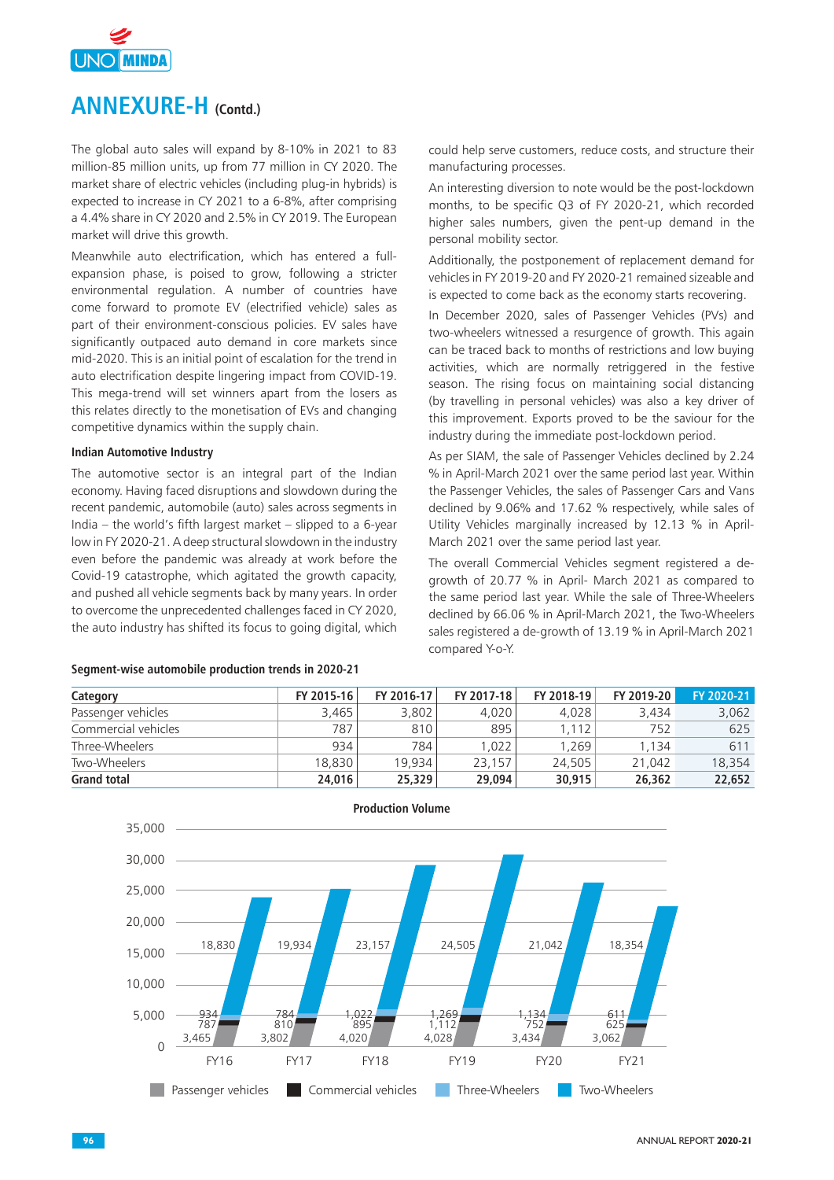# ANNEXURE-H (Contd.)

The global auto sales will expand by 8-10% in 2021 to 83 million-85 million units, up from 77 million in CY 2020. The market share of electric vehicles (including plug-in hybrids) is expected to increase in CY 2021 to a 6-8%, after comprising a 4.4% share in CY 2020 and 2.5% in CY 2019. The European market will drive this growth.

Meanwhile auto electrification, which has entered a full-expansion phase, is poised to grow, following a stricter environmental regulation. A number of countries have come forward to promote EV (electrified vehicle) sales as part of their environment-conscious policies. EV sales have significantly outpaced auto demand in core markets since mid-2020. This is an initial point of escalation for the trend in auto electrification despite lingering impact from COVID-19. This mega-trend will set winners apart from the losers as this relates directly to the monetisation of EVs and changing competitive dynamics within the supply chain.

**Indian Automotive Industry**

The automotive sector is an integral part of the Indian economy. Having faced disruptions and slowdown during the recent pandemic, automobile (auto) sales across segments in India – the world's fifth largest market – slipped to a 6-year low in FY 2020-21. A deep structural slowdown in the industry even before the pandemic was already at work before the Covid-19 catastrophe, which agitated the growth capacity, and pushed all vehicle segments back by many years. In order to overcome the unprecedented challenges faced in CY 2020, the auto industry has shifted its focus to going digital, which could help serve customers, reduce costs, and structure their manufacturing processes.

An interesting diversion to note would be the post-lockdown months, to be specific Q3 of FY 2020-21, which recorded higher sales numbers, given the pent-up demand in the personal mobility sector.

Additionally, the postponement of replacement demand for vehicles in FY 2019-20 and FY 2020-21 remained sizeable and is expected to come back as the economy starts recovering.

In December 2020, sales of Passenger Vehicles (PVs) and two-wheelers witnessed a resurgence of growth. This again can be traced back to months of restrictions and low buying activities, which are normally retriggered in the festive season. The rising focus on maintaining social distancing (by travelling in personal vehicles) was also a key driver of this improvement. Exports proved to be the saviour for the industry during the immediate post-lockdown period.

As per SIAM, the sale of Passenger Vehicles declined by 2.24 % in April-March 2021 over the same period last year. Within the Passenger Vehicles, the sales of Passenger Cars and Vans declined by 9.06% and 17.62 % respectively, while sales of Utility Vehicles marginally increased by 12.13 % in April-March 2021 over the same period last year.

The overall Commercial Vehicles segment registered a de-growth of 20.77 % in April- March 2021 as compared to the same period last year. While the sale of Three-Wheelers declined by 66.06 % in April-March 2021, the Two-Wheelers sales registered a de-growth of 13.19 % in April-March 2021 compared Y-o-Y.

**Segment-wise automobile production trends in 2020-21**

| Category | FY 2015-16 | FY 2016-17 | FY 2017-18 | FY 2018-19 | FY 2019-20 | FY 2020-21 |
|---|---|---|---|---|---|---|
| Passenger vehicles | 3,465 | 3,802 | 4,020 | 4,028 | 3,434 | 3,062 |
| Commercial vehicles | 787 | 810 | 895 | 1,112 | 752 | 625 |
| Three-Wheelers | 934 | 784 | 1,022 | 1,269 | 1,134 | 611 |
| Two-Wheelers | 18,830 | 19,934 | 23,157 | 24,505 | 21,042 | 18,354 |
| **Grand total** | **24,016** | **25,329** | **29,094** | **30,915** | **26,362** | **22,652** |

**Production Volume**

| | FY16 | FY17 | FY18 | FY19 | FY20 | FY21 |
|---|---|---|---|---|---|---|
| Passenger vehicles | 3,465 | 3,802 | 4,020 | 4,028 | 3,434 | 3,062 |
| Commercial vehicles | 787 | 810 | 895 | 1,112 | 752 | 625 |
| Three-Wheelers | 934 | 784 | 1,022 | 1,269 | 1,134 | 611 |
| Two-Wheelers | 18,830 | 19,934 | 23,157 | 24,505 | 21,042 | 18,354 |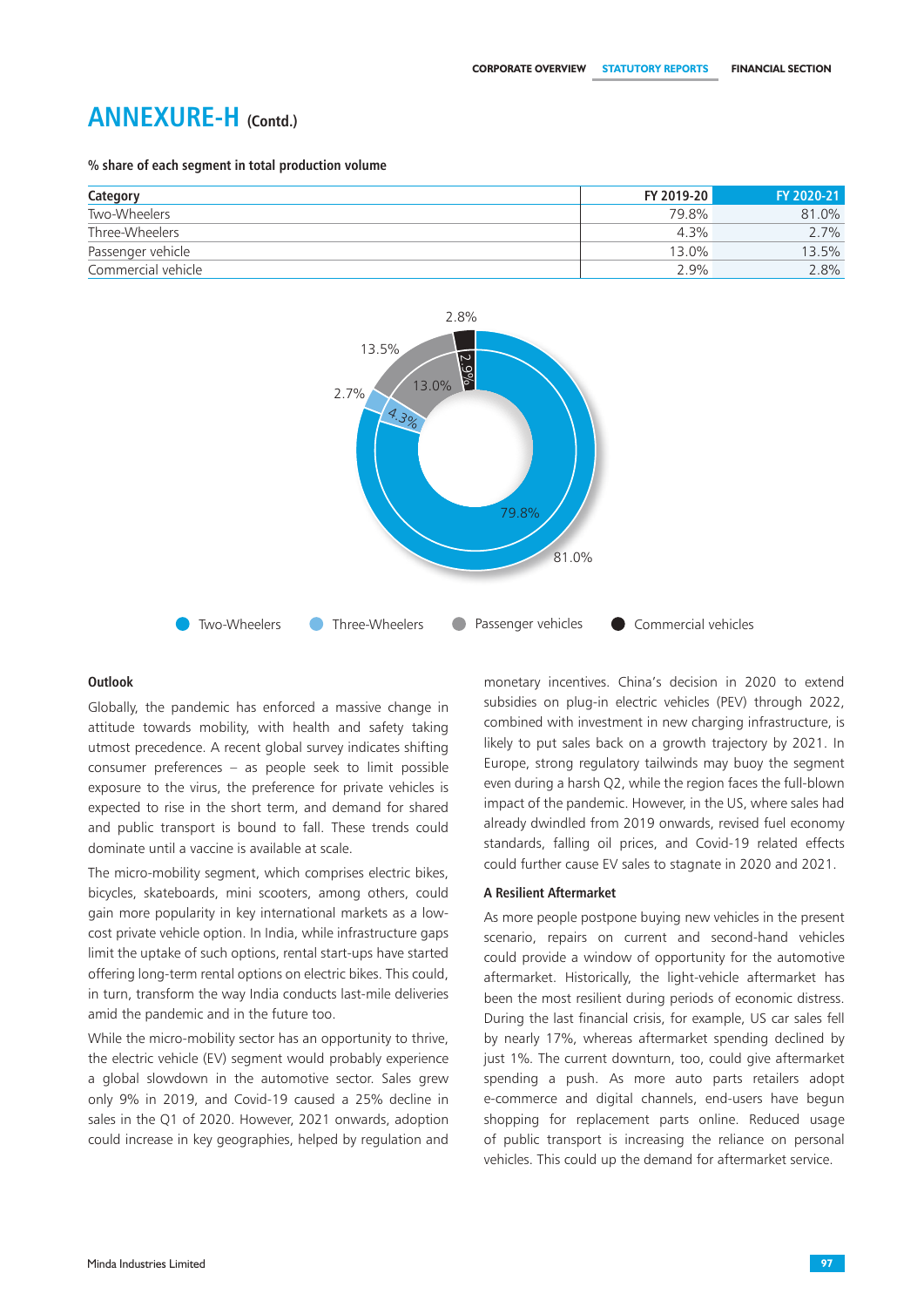# ANNEXURE-H (Contd.)

**% share of each segment in total production volume**

| Category | FY 2019-20 | FY 2020-21 |
|---|---|---|
| Two-Wheelers | 79.8% | 81.0% |
| Three-Wheelers | 4.3% | 2.7% |
| Passenger vehicle | 13.0% | 13.5% |
| Commercial vehicle | 2.9% | 2.8% |

Two-Wheelers · Three-Wheelers · Passenger vehicles · Commercial vehicles

### Outlook

Globally, the pandemic has enforced a massive change in attitude towards mobility, with health and safety taking utmost precedence. A recent global survey indicates shifting consumer preferences – as people seek to limit possible exposure to the virus, the preference for private vehicles is expected to rise in the short term, and demand for shared and public transport is bound to fall. These trends could dominate until a vaccine is available at scale.

The micro-mobility segment, which comprises electric bikes, bicycles, skateboards, mini scooters, among others, could gain more popularity in key international markets as a low-cost private vehicle option. In India, while infrastructure gaps limit the uptake of such options, rental start-ups have started offering long-term rental options on electric bikes. This could, in turn, transform the way India conducts last-mile deliveries amid the pandemic and in the future too.

While the micro-mobility sector has an opportunity to thrive, the electric vehicle (EV) segment would probably experience a global slowdown in the automotive sector. Sales grew only 9% in 2019, and Covid-19 caused a 25% decline in sales in the Q1 of 2020. However, 2021 onwards, adoption could increase in key geographies, helped by regulation and monetary incentives. China's decision in 2020 to extend subsidies on plug-in electric vehicles (PEV) through 2022, combined with investment in new charging infrastructure, is likely to put sales back on a growth trajectory by 2021. In Europe, strong regulatory tailwinds may buoy the segment even during a harsh Q2, while the region faces the full-blown impact of the pandemic. However, in the US, where sales had already dwindled from 2019 onwards, revised fuel economy standards, falling oil prices, and Covid-19 related effects could further cause EV sales to stagnate in 2020 and 2021.

### A Resilient Aftermarket

As more people postpone buying new vehicles in the present scenario, repairs on current and second-hand vehicles could provide a window of opportunity for the automotive aftermarket. Historically, the light-vehicle aftermarket has been the most resilient during periods of economic distress. During the last financial crisis, for example, US car sales fell by nearly 17%, whereas aftermarket spending declined by just 1%. The current downturn, too, could give aftermarket spending a push. As more auto parts retailers adopt e-commerce and digital channels, end-users have begun shopping for replacement parts online. Reduced usage of public transport is increasing the reliance on personal vehicles. This could up the demand for aftermarket service.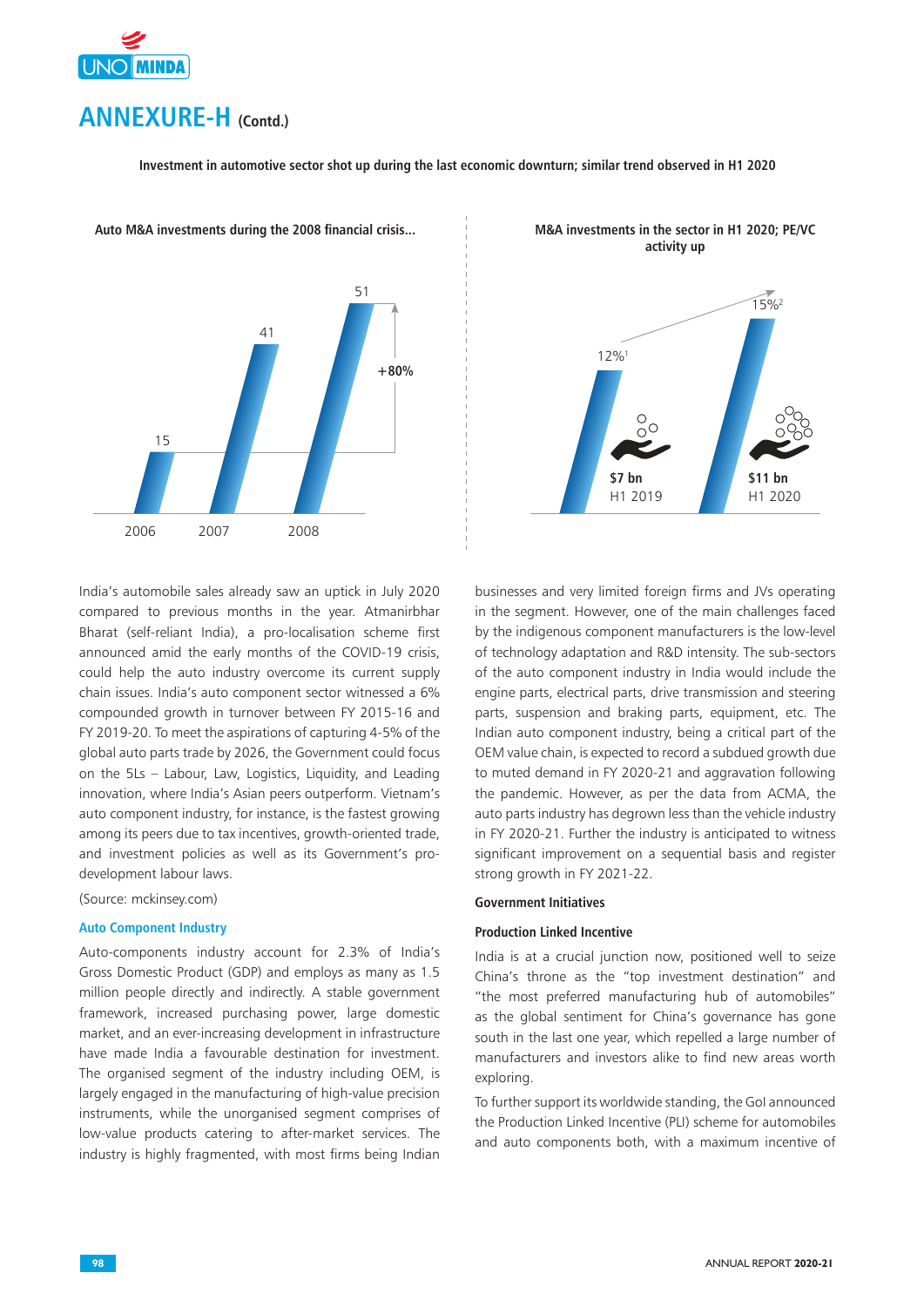## ANNEXURE-H (Contd.)

**Investment in automotive sector shot up during the last economic downturn; similar trend observed in H1 2020**

**Auto M&A investments during the 2008 financial crisis...**

| Year | Value |
|---|---|
| 2006 | 15 |
| 2007 | 41 |
| 2008 | 51 |

+80%

**M&A investments in the sector in H1 2020; PE/VC activity up**

| Period | Investment | PE/VC share |
|---|---|---|
| H1 2019 | $7 bn | 12%[1] |
| H1 2020 | $11 bn | 15%[2] |

India's automobile sales already saw an uptick in July 2020 compared to previous months in the year. Atmanirbhar Bharat (self-reliant India), a pro-localisation scheme first announced amid the early months of the COVID-19 crisis, could help the auto industry overcome its current supply chain issues. India's auto component sector witnessed a 6% compounded growth in turnover between FY 2015-16 and FY 2019-20. To meet the aspirations of capturing 4-5% of the global auto parts trade by 2026, the Government could focus on the 5Ls – Labour, Law, Logistics, Liquidity, and Leading innovation, where India's Asian peers outperform. Vietnam's auto component industry, for instance, is the fastest growing among its peers due to tax incentives, growth-oriented trade, and investment policies as well as its Government's pro-development labour laws.

(Source: mckinsey.com)

### Auto Component Industry

Auto-components industry account for 2.3% of India's Gross Domestic Product (GDP) and employs as many as 1.5 million people directly and indirectly. A stable government framework, increased purchasing power, large domestic market, and an ever-increasing development in infrastructure have made India a favourable destination for investment. The organised segment of the industry including OEM, is largely engaged in the manufacturing of high-value precision instruments, while the unorganised segment comprises of low-value products catering to after-market services. The industry is highly fragmented, with most firms being Indian businesses and very limited foreign firms and JVs operating in the segment. However, one of the main challenges faced by the indigenous component manufacturers is the low-level of technology adaptation and R&D intensity. The sub-sectors of the auto component industry in India would include the engine parts, electrical parts, drive transmission and steering parts, suspension and braking parts, equipment, etc. The Indian auto component industry, being a critical part of the OEM value chain, is expected to record a subdued growth due to muted demand in FY 2020-21 and aggravation following the pandemic. However, as per the data from ACMA, the auto parts industry has degrown less than the vehicle industry in FY 2020-21. Further the industry is anticipated to witness significant improvement on a sequential basis and register strong growth in FY 2021-22.

### Government Initiatives

#### Production Linked Incentive

India is at a crucial junction now, positioned well to seize China's throne as the "top investment destination" and "the most preferred manufacturing hub of automobiles" as the global sentiment for China's governance has gone south in the last one year, which repelled a large number of manufacturers and investors alike to find new areas worth exploring.

To further support its worldwide standing, the GoI announced the Production Linked Incentive (PLI) scheme for automobiles and auto components both, with a maximum incentive of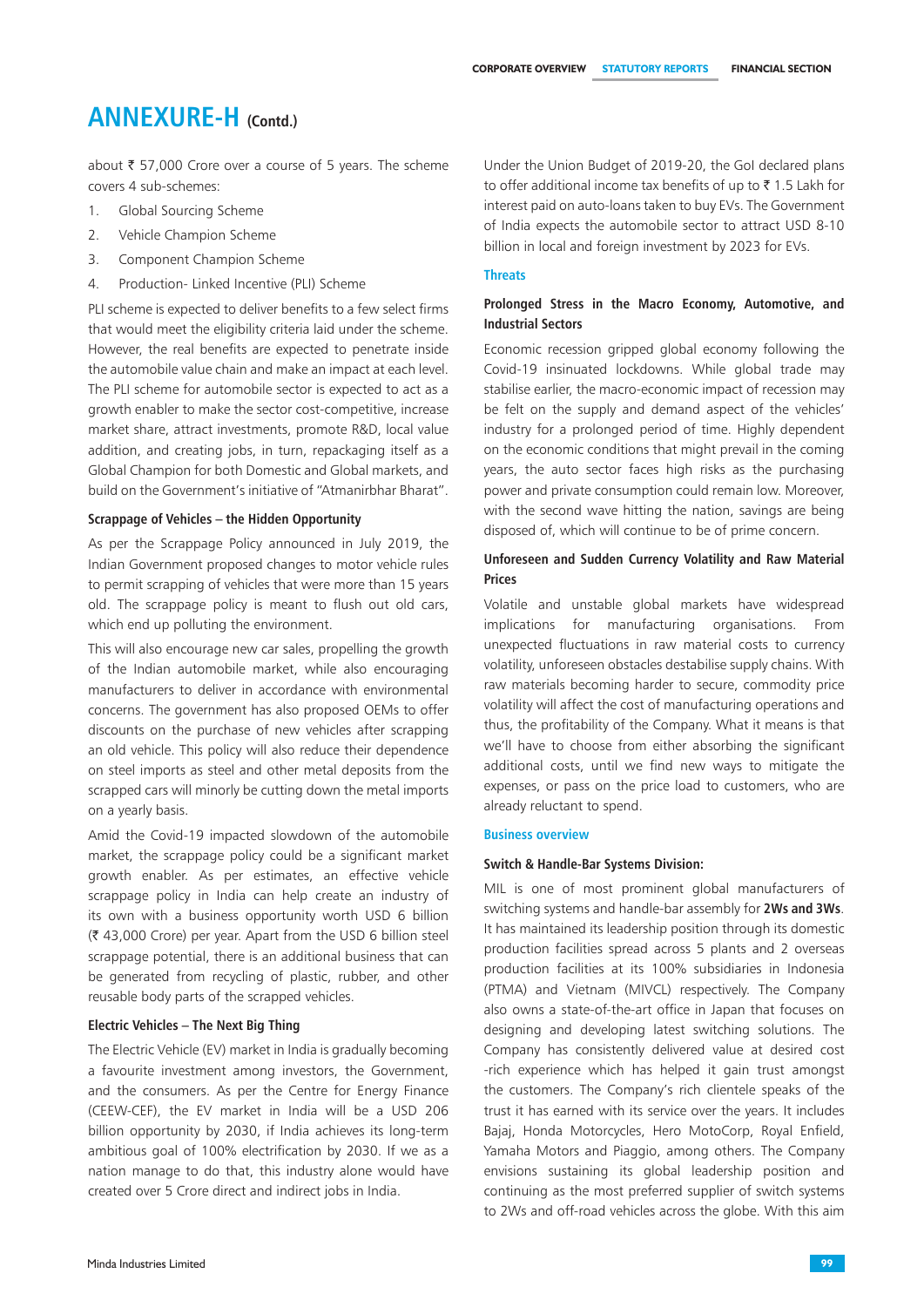# ANNEXURE-H (Contd.)

about ₹ 57,000 Crore over a course of 5 years. The scheme covers 4 sub-schemes:

1. Global Sourcing Scheme
2. Vehicle Champion Scheme
3. Component Champion Scheme
4. Production- Linked Incentive (PLI) Scheme

PLI scheme is expected to deliver benefits to a few select firms that would meet the eligibility criteria laid under the scheme. However, the real benefits are expected to penetrate inside the automobile value chain and make an impact at each level. The PLI scheme for automobile sector is expected to act as a growth enabler to make the sector cost-competitive, increase market share, attract investments, promote R&D, local value addition, and creating jobs, in turn, repackaging itself as a Global Champion for both Domestic and Global markets, and build on the Government's initiative of "Atmanirbhar Bharat".

### Scrappage of Vehicles – the Hidden Opportunity

As per the Scrappage Policy announced in July 2019, the Indian Government proposed changes to motor vehicle rules to permit scrapping of vehicles that were more than 15 years old. The scrappage policy is meant to flush out old cars, which end up polluting the environment.

This will also encourage new car sales, propelling the growth of the Indian automobile market, while also encouraging manufacturers to deliver in accordance with environmental concerns. The government has also proposed OEMs to offer discounts on the purchase of new vehicles after scrapping an old vehicle. This policy will also reduce their dependence on steel imports as steel and other metal deposits from the scrapped cars will minorly be cutting down the metal imports on a yearly basis.

Amid the Covid-19 impacted slowdown of the automobile market, the scrappage policy could be a significant market growth enabler. As per estimates, an effective vehicle scrappage policy in India can help create an industry of its own with a business opportunity worth USD 6 billion (₹ 43,000 Crore) per year. Apart from the USD 6 billion steel scrappage potential, there is an additional business that can be generated from recycling of plastic, rubber, and other reusable body parts of the scrapped vehicles.

### Electric Vehicles – The Next Big Thing

The Electric Vehicle (EV) market in India is gradually becoming a favourite investment among investors, the Government, and the consumers. As per the Centre for Energy Finance (CEEW-CEF), the EV market in India will be a USD 206 billion opportunity by 2030, if India achieves its long-term ambitious goal of 100% electrification by 2030. If we as a nation manage to do that, this industry alone would have created over 5 Crore direct and indirect jobs in India.

Under the Union Budget of 2019-20, the GoI declared plans to offer additional income tax benefits of up to ₹ 1.5 Lakh for interest paid on auto-loans taken to buy EVs. The Government of India expects the automobile sector to attract USD 8-10 billion in local and foreign investment by 2023 for EVs.

## Threats

### Prolonged Stress in the Macro Economy, Automotive, and Industrial Sectors

Economic recession gripped global economy following the Covid-19 insinuated lockdowns. While global trade may stabilise earlier, the macro-economic impact of recession may be felt on the supply and demand aspect of the vehicles' industry for a prolonged period of time. Highly dependent on the economic conditions that might prevail in the coming years, the auto sector faces high risks as the purchasing power and private consumption could remain low. Moreover, with the second wave hitting the nation, savings are being disposed of, which will continue to be of prime concern.

### Unforeseen and Sudden Currency Volatility and Raw Material Prices

Volatile and unstable global markets have widespread implications for manufacturing organisations. From unexpected fluctuations in raw material costs to currency volatility, unforeseen obstacles destabilise supply chains. With raw materials becoming harder to secure, commodity price volatility will affect the cost of manufacturing operations and thus, the profitability of the Company. What it means is that we'll have to choose from either absorbing the significant additional costs, until we find new ways to mitigate the expenses, or pass on the price load to customers, who are already reluctant to spend.

## Business overview

### Switch & Handle-Bar Systems Division:

MIL is one of most prominent global manufacturers of switching systems and handle-bar assembly for **2Ws and 3Ws**. It has maintained its leadership position through its domestic production facilities spread across 5 plants and 2 overseas production facilities at its 100% subsidiaries in Indonesia (PTMA) and Vietnam (MIVCL) respectively. The Company also owns a state-of-the-art office in Japan that focuses on designing and developing latest switching solutions. The Company has consistently delivered value at desired cost -rich experience which has helped it gain trust amongst the customers. The Company's rich clientele speaks of the trust it has earned with its service over the years. It includes Bajaj, Honda Motorcycles, Hero MotoCorp, Royal Enfield, Yamaha Motors and Piaggio, among others. The Company envisions sustaining its global leadership position and continuing as the most preferred supplier of switch systems to 2Ws and off-road vehicles across the globe. With this aim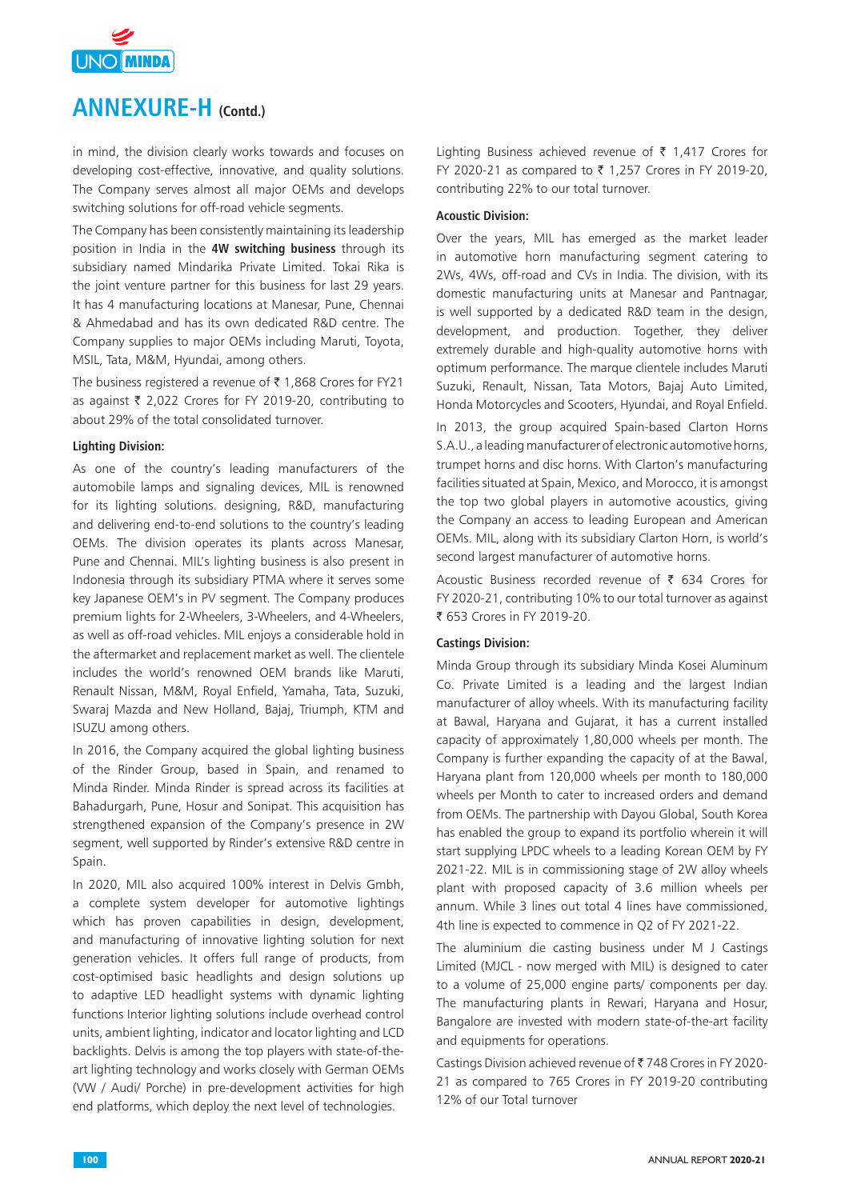# ANNEXURE-H (Contd.)

in mind, the division clearly works towards and focuses on developing cost-effective, innovative, and quality solutions. The Company serves almost all major OEMs and develops switching solutions for off-road vehicle segments.

The Company has been consistently maintaining its leadership position in India in the **4W switching business** through its subsidiary named Mindarika Private Limited. Tokai Rika is the joint venture partner for this business for last 29 years. It has 4 manufacturing locations at Manesar, Pune, Chennai & Ahmedabad and has its own dedicated R&D centre. The Company supplies to major OEMs including Maruti, Toyota, MSIL, Tata, M&M, Hyundai, among others.

The business registered a revenue of ₹ 1,868 Crores for FY21 as against ₹ 2,022 Crores for FY 2019-20, contributing to about 29% of the total consolidated turnover.

#### Lighting Division:

As one of the country's leading manufacturers of the automobile lamps and signaling devices, MIL is renowned for its lighting solutions. designing, R&D, manufacturing and delivering end-to-end solutions to the country's leading OEMs. The division operates its plants across Manesar, Pune and Chennai. MIL's lighting business is also present in Indonesia through its subsidiary PTMA where it serves some key Japanese OEM's in PV segment. The Company produces premium lights for 2-Wheelers, 3-Wheelers, and 4-Wheelers, as well as off-road vehicles. MIL enjoys a considerable hold in the aftermarket and replacement market as well. The clientele includes the world's renowned OEM brands like Maruti, Renault Nissan, M&M, Royal Enfield, Yamaha, Tata, Suzuki, Swaraj Mazda and New Holland, Bajaj, Triumph, KTM and ISUZU among others.

In 2016, the Company acquired the global lighting business of the Rinder Group, based in Spain, and renamed to Minda Rinder. Minda Rinder is spread across its facilities at Bahadurgarh, Pune, Hosur and Sonipat. This acquisition has strengthened expansion of the Company's presence in 2W segment, well supported by Rinder's extensive R&D centre in Spain.

In 2020, MIL also acquired 100% interest in Delvis Gmbh, a complete system developer for automotive lightings which has proven capabilities in design, development, and manufacturing of innovative lighting solution for next generation vehicles. It offers full range of products, from cost-optimised basic headlights and design solutions up to adaptive LED headlight systems with dynamic lighting functions Interior lighting solutions include overhead control units, ambient lighting, indicator and locator lighting and LCD backlights. Delvis is among the top players with state-of-the-art lighting technology and works closely with German OEMs (VW / Audi/ Porche) in pre-development activities for high end platforms, which deploy the next level of technologies.

Lighting Business achieved revenue of ₹ 1,417 Crores for FY 2020-21 as compared to ₹ 1,257 Crores in FY 2019-20, contributing 22% to our total turnover.

#### Acoustic Division:

Over the years, MIL has emerged as the market leader in automotive horn manufacturing segment catering to 2Ws, 4Ws, off-road and CVs in India. The division, with its domestic manufacturing units at Manesar and Pantnagar, is well supported by a dedicated R&D team in the design, development, and production. Together, they deliver extremely durable and high-quality automotive horns with optimum performance. The marque clientele includes Maruti Suzuki, Renault, Nissan, Tata Motors, Bajaj Auto Limited, Honda Motorcycles and Scooters, Hyundai, and Royal Enfield.

In 2013, the group acquired Spain-based Clarton Horns S.A.U., a leading manufacturer of electronic automotive horns, trumpet horns and disc horns. With Clarton's manufacturing facilities situated at Spain, Mexico, and Morocco, it is amongst the top two global players in automotive acoustics, giving the Company an access to leading European and American OEMs. MIL, along with its subsidiary Clarton Horn, is world's second largest manufacturer of automotive horns.

Acoustic Business recorded revenue of ₹ 634 Crores for FY 2020-21, contributing 10% to our total turnover as against ₹ 653 Crores in FY 2019-20.

#### Castings Division:

Minda Group through its subsidiary Minda Kosei Aluminum Co. Private Limited is a leading and the largest Indian manufacturer of alloy wheels. With its manufacturing facility at Bawal, Haryana and Gujarat, it has a current installed capacity of approximately 1,80,000 wheels per month. The Company is further expanding the capacity of at the Bawal, Haryana plant from 120,000 wheels per month to 180,000 wheels per Month to cater to increased orders and demand from OEMs. The partnership with Dayou Global, South Korea has enabled the group to expand its portfolio wherein it will start supplying LPDC wheels to a leading Korean OEM by FY 2021-22. MIL is in commissioning stage of 2W alloy wheels plant with proposed capacity of 3.6 million wheels per annum. While 3 lines out total 4 lines have commissioned, 4th line is expected to commence in Q2 of FY 2021-22.

The aluminium die casting business under M J Castings Limited (MJCL - now merged with MIL) is designed to cater to a volume of 25,000 engine parts/ components per day. The manufacturing plants in Rewari, Haryana and Hosur, Bangalore are invested with modern state-of-the-art facility and equipments for operations.

Castings Division achieved revenue of ₹ 748 Crores in FY 2020-21 as compared to 765 Crores in FY 2019-20 contributing 12% of our Total turnover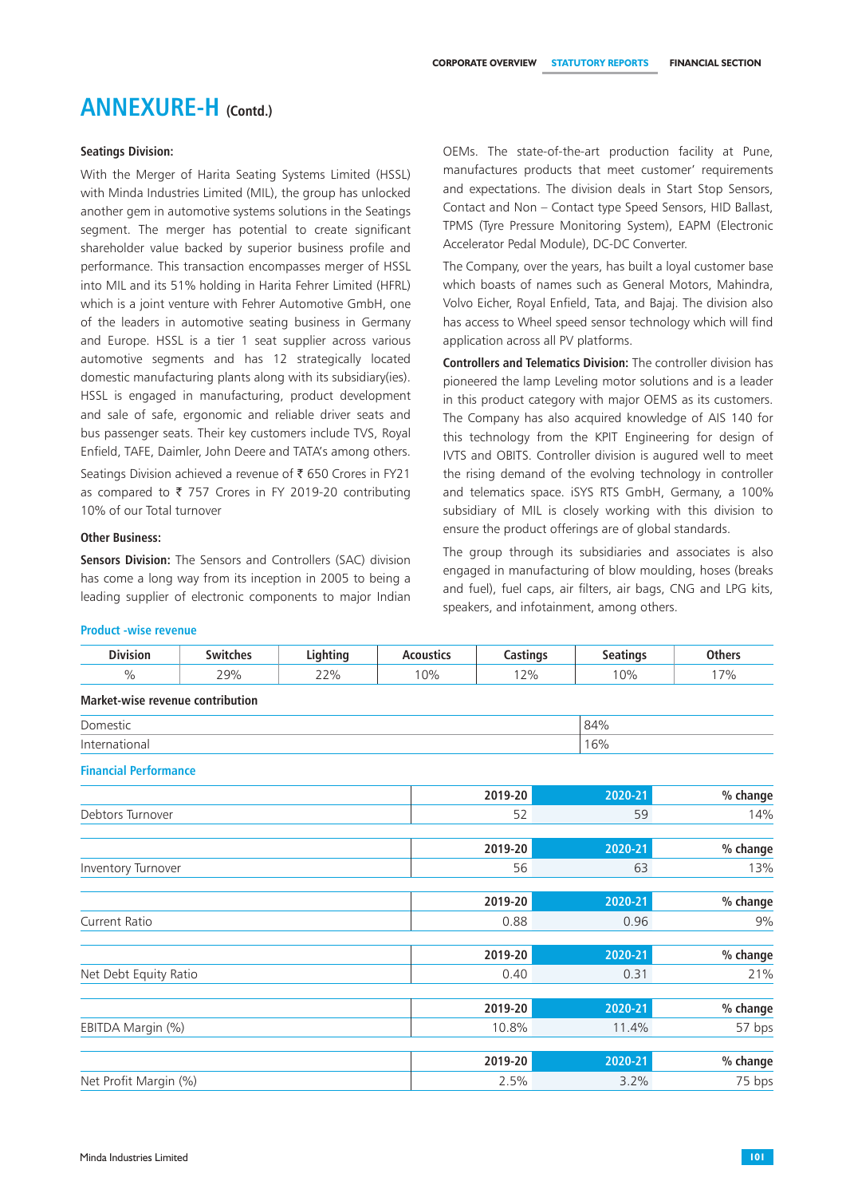# ANNEXURE-H (Contd.)

**Seatings Division:**

With the Merger of Harita Seating Systems Limited (HSSL) with Minda Industries Limited (MIL), the group has unlocked another gem in automotive systems solutions in the Seatings segment. The merger has potential to create significant shareholder value backed by superior business profile and performance. This transaction encompasses merger of HSSL into MIL and its 51% holding in Harita Fehrer Limited (HFRL) which is a joint venture with Fehrer Automotive GmbH, one of the leaders in automotive seating business in Germany and Europe. HSSL is a tier 1 seat supplier across various automotive segments and has 12 strategically located domestic manufacturing plants along with its subsidiary(ies). HSSL is engaged in manufacturing, product development and sale of safe, ergonomic and reliable driver seats and bus passenger seats. Their key customers include TVS, Royal Enfield, TAFE, Daimler, John Deere and TATA's among others.

Seatings Division achieved a revenue of ₹ 650 Crores in FY21 as compared to ₹ 757 Crores in FY 2019-20 contributing 10% of our Total turnover

**Other Business:**

**Sensors Division:** The Sensors and Controllers (SAC) division has come a long way from its inception in 2005 to being a leading supplier of electronic components to major Indian OEMs. The state-of-the-art production facility at Pune, manufactures products that meet customer' requirements and expectations. The division deals in Start Stop Sensors, Contact and Non – Contact type Speed Sensors, HID Ballast, TPMS (Tyre Pressure Monitoring System), EAPM (Electronic Accelerator Pedal Module), DC-DC Converter.

The Company, over the years, has built a loyal customer base which boasts of names such as General Motors, Mahindra, Volvo Eicher, Royal Enfield, Tata, and Bajaj. The division also has access to Wheel speed sensor technology which will find application across all PV platforms.

**Controllers and Telematics Division:** The controller division has pioneered the lamp Leveling motor solutions and is a leader in this product category with major OEMS as its customers. The Company has also acquired knowledge of AIS 140 for this technology from the KPIT Engineering for design of IVTS and OBITS. Controller division is augured well to meet the rising demand of the evolving technology in controller and telematics space. iSYS RTS GmbH, Germany, a 100% subsidiary of MIL is closely working with this division to ensure the product offerings are of global standards.

The group through its subsidiaries and associates is also engaged in manufacturing of blow moulding, hoses (breaks and fuel), fuel caps, air filters, air bags, CNG and LPG kits, speakers, and infotainment, among others.

### Product -wise revenue

| Division | Switches | Lighting | Acoustics | Castings | Seatings | Others |
|---|---|---|---|---|---|---|
| % | 29% | 22% | 10% | 12% | 10% | 17% |

**Market-wise revenue contribution**

| | |
|---|---|
| Domestic | 84% |
| International | 16% |

### Financial Performance

| | 2019-20 | 2020-21 | % change |
|---|---|---|---|
| Debtors Turnover | 52 | 59 | 14% |

| | 2019-20 | 2020-21 | % change |
|---|---|---|---|
| Inventory Turnover | 56 | 63 | 13% |

| | 2019-20 | 2020-21 | % change |
|---|---|---|---|
| Current Ratio | 0.88 | 0.96 | 9% |

| | 2019-20 | 2020-21 | % change |
|---|---|---|---|
| Net Debt Equity Ratio | 0.40 | 0.31 | 21% |

| | 2019-20 | 2020-21 | % change |
|---|---|---|---|
| EBITDA Margin (%) | 10.8% | 11.4% | 57 bps |

| | 2019-20 | 2020-21 | % change |
|---|---|---|---|
| Net Profit Margin (%) | 2.5% | 3.2% | 75 bps |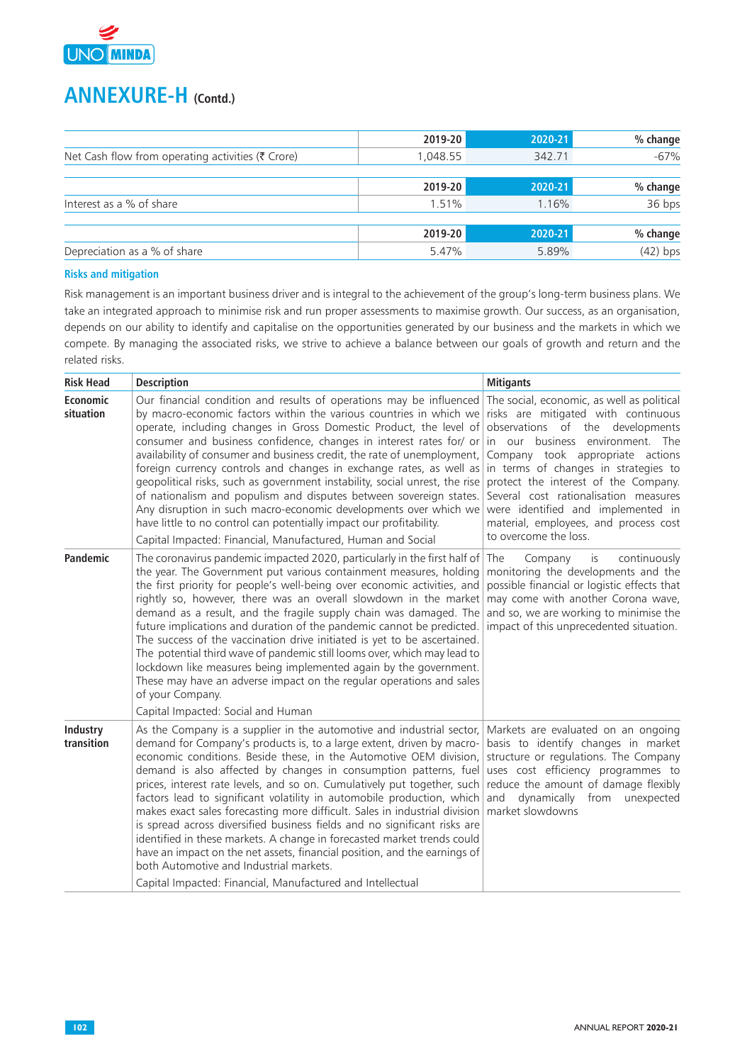# ANNEXURE-H (Contd.)

| | 2019-20 | 2020-21 | % change |
|---|---|---|---|
| Net Cash flow from operating activities (₹ Crore) | 1,048.55 | 342.71 | -67% |

| | 2019-20 | 2020-21 | % change |
|---|---|---|---|
| Interest as a % of share | 1.51% | 1.16% | 36 bps |

| | 2019-20 | 2020-21 | % change |
|---|---|---|---|
| Depreciation as a % of share | 5.47% | 5.89% | (42) bps |

### Risks and mitigation

Risk management is an important business driver and is integral to the achievement of the group's long-term business plans. We take an integrated approach to minimise risk and run proper assessments to maximise growth. Our success, as an organisation, depends on our ability to identify and capitalise on the opportunities generated by our business and the markets in which we compete. By managing the associated risks, we strive to achieve a balance between our goals of growth and return and the related risks.

| Risk Head | Description | Mitigants |
|---|---|---|
| **Economic situation** | Our financial condition and results of operations may be influenced by macro-economic factors within the various countries in which we operate, including changes in Gross Domestic Product, the level of consumer and business confidence, changes in interest rates for/ or availability of consumer and business credit, the rate of unemployment, foreign currency controls and changes in exchange rates, as well as geopolitical risks, such as government instability, social unrest, the rise of nationalism and populism and disputes between sovereign states. Any disruption in such macro-economic developments over which we have little to no control can potentially impact our profitability.<br>Capital Impacted: Financial, Manufactured, Human and Social | The social, economic, as well as political risks are mitigated with continuous observations of the developments in our business environment. The Company took appropriate actions in terms of changes in strategies to protect the interest of the Company. Several cost rationalisation measures were identified and implemented in material, employees, and process cost to overcome the loss. |
| **Pandemic** | The coronavirus pandemic impacted 2020, particularly in the first half of the year. The Government put various containment measures, holding the first priority for people's well-being over economic activities, and rightly so, however, there was an overall slowdown in the market demand as a result, and the fragile supply chain was damaged. The future implications and duration of the pandemic cannot be predicted. The success of the vaccination drive initiated is yet to be ascertained. The potential third wave of pandemic still looms over, which may lead to lockdown like measures being implemented again by the government. These may have an adverse impact on the regular operations and sales of your Company.<br>Capital Impacted: Social and Human | The Company is continuously monitoring the developments and the possible financial or logistic effects that may come with another Corona wave, and so, we are working to minimise the impact of this unprecedented situation. |
| **Industry transition** | As the Company is a supplier in the automotive and industrial sector, demand for Company's products is, to a large extent, driven by macro-economic conditions. Beside these, in the Automotive OEM division, demand is also affected by changes in consumption patterns, fuel prices, interest rate levels, and so on. Cumulatively put together, such factors lead to significant volatility in automobile production, which makes exact sales forecasting more difficult. Sales in industrial division is spread across diversified business fields and no significant risks are identified in these markets. A change in forecasted market trends could have an impact on the net assets, financial position, and the earnings of both Automotive and Industrial markets.<br>Capital Impacted: Financial, Manufactured and Intellectual | Markets are evaluated on an ongoing basis to identify changes in market structure or regulations. The Company uses cost efficiency programmes to reduce the amount of damage flexibly and dynamically from unexpected market slowdowns |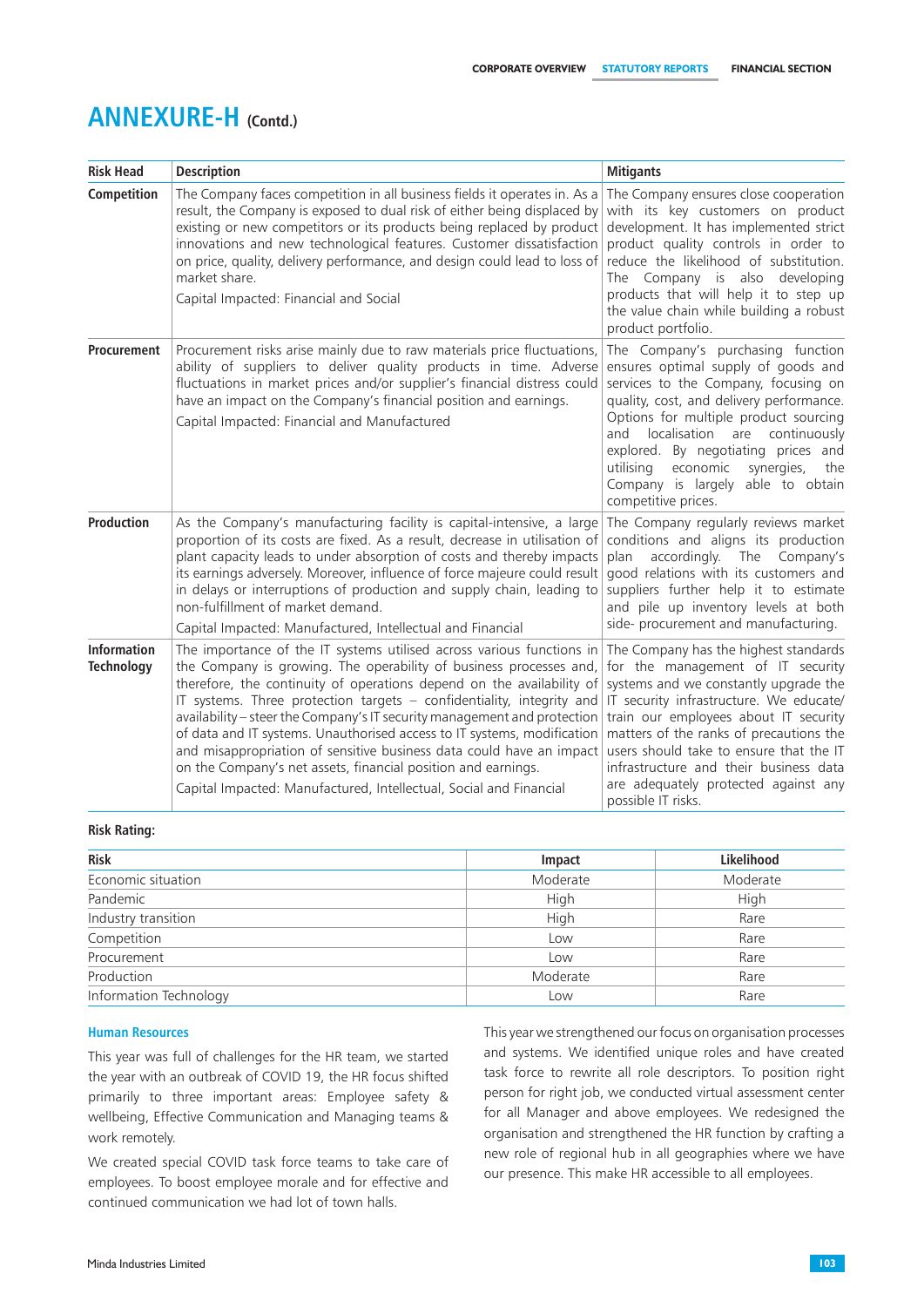# ANNEXURE-H (Contd.)

| Risk Head | Description | Mitigants |
|---|---|---|
| **Competition** | The Company faces competition in all business fields it operates in. As a result, the Company is exposed to dual risk of either being displaced by existing or new competitors or its products being replaced by product innovations and new technological features. Customer dissatisfaction on price, quality, delivery performance, and design could lead to loss of market share.<br>Capital Impacted: Financial and Social | The Company ensures close cooperation with its key customers on product development. It has implemented strict product quality controls in order to reduce the likelihood of substitution. The Company is also developing products that will help it to step up the value chain while building a robust product portfolio. |
| **Procurement** | Procurement risks arise mainly due to raw materials price fluctuations, ability of suppliers to deliver quality products in time. Adverse fluctuations in market prices and/or supplier's financial distress could have an impact on the Company's financial position and earnings.<br>Capital Impacted: Financial and Manufactured | The Company's purchasing function ensures optimal supply of goods and services to the Company, focusing on quality, cost, and delivery performance. Options for multiple product sourcing and localisation are continuously explored. By negotiating prices and utilising economic synergies, the Company is largely able to obtain competitive prices. |
| **Production** | As the Company's manufacturing facility is capital-intensive, a large proportion of its costs are fixed. As a result, decrease in utilisation of plant capacity leads to under absorption of costs and thereby impacts its earnings adversely. Moreover, influence of force majeure could result in delays or interruptions of production and supply chain, leading to non-fulfillment of market demand.<br>Capital Impacted: Manufactured, Intellectual and Financial | The Company regularly reviews market conditions and aligns its production plan accordingly. The Company's good relations with its customers and suppliers further help it to estimate and pile up inventory levels at both side- procurement and manufacturing. |
| **Information Technology** | The importance of the IT systems utilised across various functions in the Company is growing. The operability of business processes and, therefore, the continuity of operations depend on the availability of IT systems. Three protection targets – confidentiality, integrity and availability – steer the Company's IT security management and protection of data and IT systems. Unauthorised access to IT systems, modification and misappropriation of sensitive business data could have an impact on the Company's net assets, financial position and earnings.<br>Capital Impacted: Manufactured, Intellectual, Social and Financial | The Company has the highest standards for the management of IT security systems and we constantly upgrade the IT security infrastructure. We educate/ train our employees about IT security matters of the ranks of precautions the users should take to ensure that the IT infrastructure and their business data are adequately protected against any possible IT risks. |

**Risk Rating:**

| Risk | Impact | Likelihood |
|---|---|---|
| Economic situation | Moderate | Moderate |
| Pandemic | High | High |
| Industry transition | High | Rare |
| Competition | Low | Rare |
| Procurement | Low | Rare |
| Production | Moderate | Rare |
| Information Technology | Low | Rare |

### Human Resources

This year was full of challenges for the HR team, we started the year with an outbreak of COVID 19, the HR focus shifted primarily to three important areas: Employee safety & wellbeing, Effective Communication and Managing teams & work remotely.

We created special COVID task force teams to take care of employees. To boost employee morale and for effective and continued communication we had lot of town halls.

This year we strengthened our focus on organisation processes and systems. We identified unique roles and have created task force to rewrite all role descriptors. To position right person for right job, we conducted virtual assessment center for all Manager and above employees. We redesigned the organisation and strengthened the HR function by crafting a new role of regional hub in all geographies where we have our presence. This make HR accessible to all employees.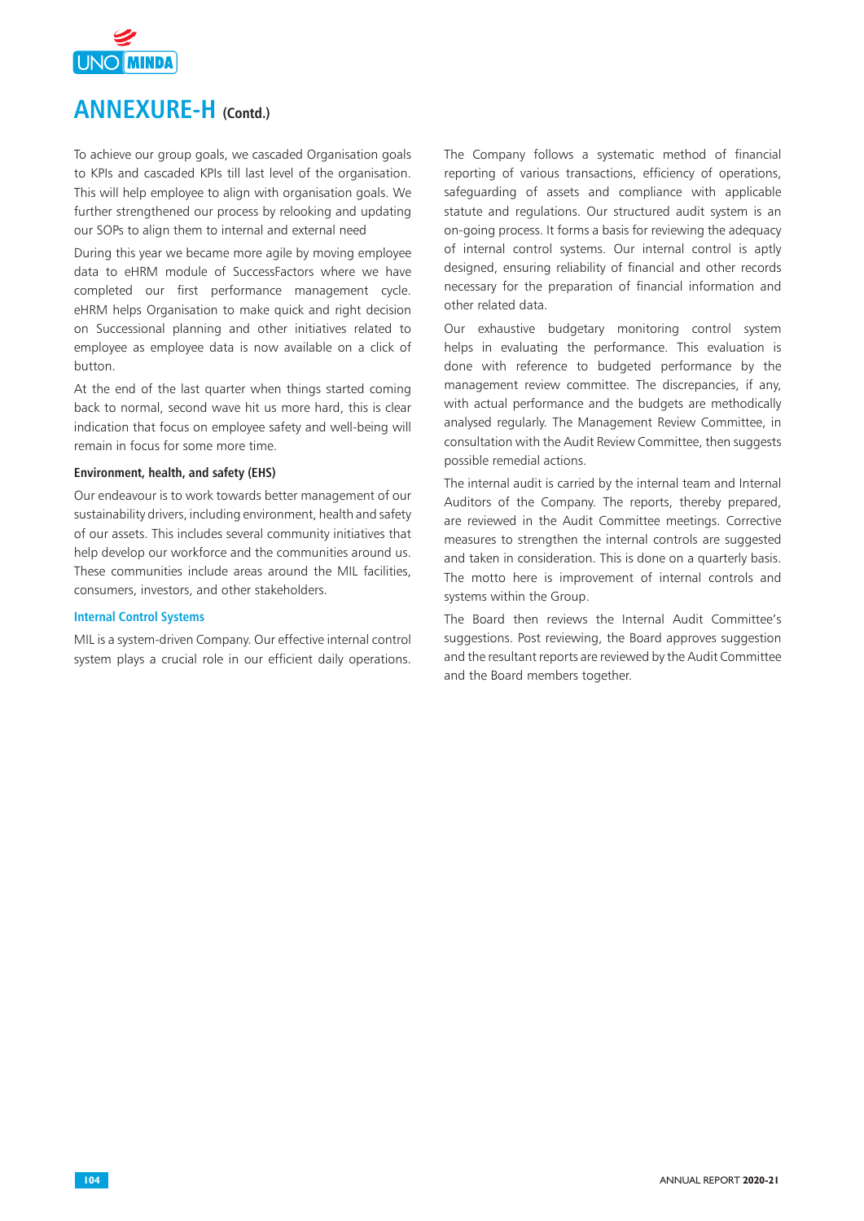# ANNEXURE-H (Contd.)

To achieve our group goals, we cascaded Organisation goals to KPIs and cascaded KPIs till last level of the organisation. This will help employee to align with organisation goals. We further strengthened our process by relooking and updating our SOPs to align them to internal and external need

During this year we became more agile by moving employee data to eHRM module of SuccessFactors where we have completed our first performance management cycle. eHRM helps Organisation to make quick and right decision on Successional planning and other initiatives related to employee as employee data is now available on a click of button.

At the end of the last quarter when things started coming back to normal, second wave hit us more hard, this is clear indication that focus on employee safety and well-being will remain in focus for some more time.

**Environment, health, and safety (EHS)**

Our endeavour is to work towards better management of our sustainability drivers, including environment, health and safety of our assets. This includes several community initiatives that help develop our workforce and the communities around us. These communities include areas around the MIL facilities, consumers, investors, and other stakeholders.

### Internal Control Systems

MIL is a system-driven Company. Our effective internal control system plays a crucial role in our efficient daily operations. The Company follows a systematic method of financial reporting of various transactions, efficiency of operations, safeguarding of assets and compliance with applicable statute and regulations. Our structured audit system is an on-going process. It forms a basis for reviewing the adequacy of internal control systems. Our internal control is aptly designed, ensuring reliability of financial and other records necessary for the preparation of financial information and other related data.

Our exhaustive budgetary monitoring control system helps in evaluating the performance. This evaluation is done with reference to budgeted performance by the management review committee. The discrepancies, if any, with actual performance and the budgets are methodically analysed regularly. The Management Review Committee, in consultation with the Audit Review Committee, then suggests possible remedial actions.

The internal audit is carried by the internal team and Internal Auditors of the Company. The reports, thereby prepared, are reviewed in the Audit Committee meetings. Corrective measures to strengthen the internal controls are suggested and taken in consideration. This is done on a quarterly basis. The motto here is improvement of internal controls and systems within the Group.

The Board then reviews the Internal Audit Committee's suggestions. Post reviewing, the Board approves suggestion and the resultant reports are reviewed by the Audit Committee and the Board members together.